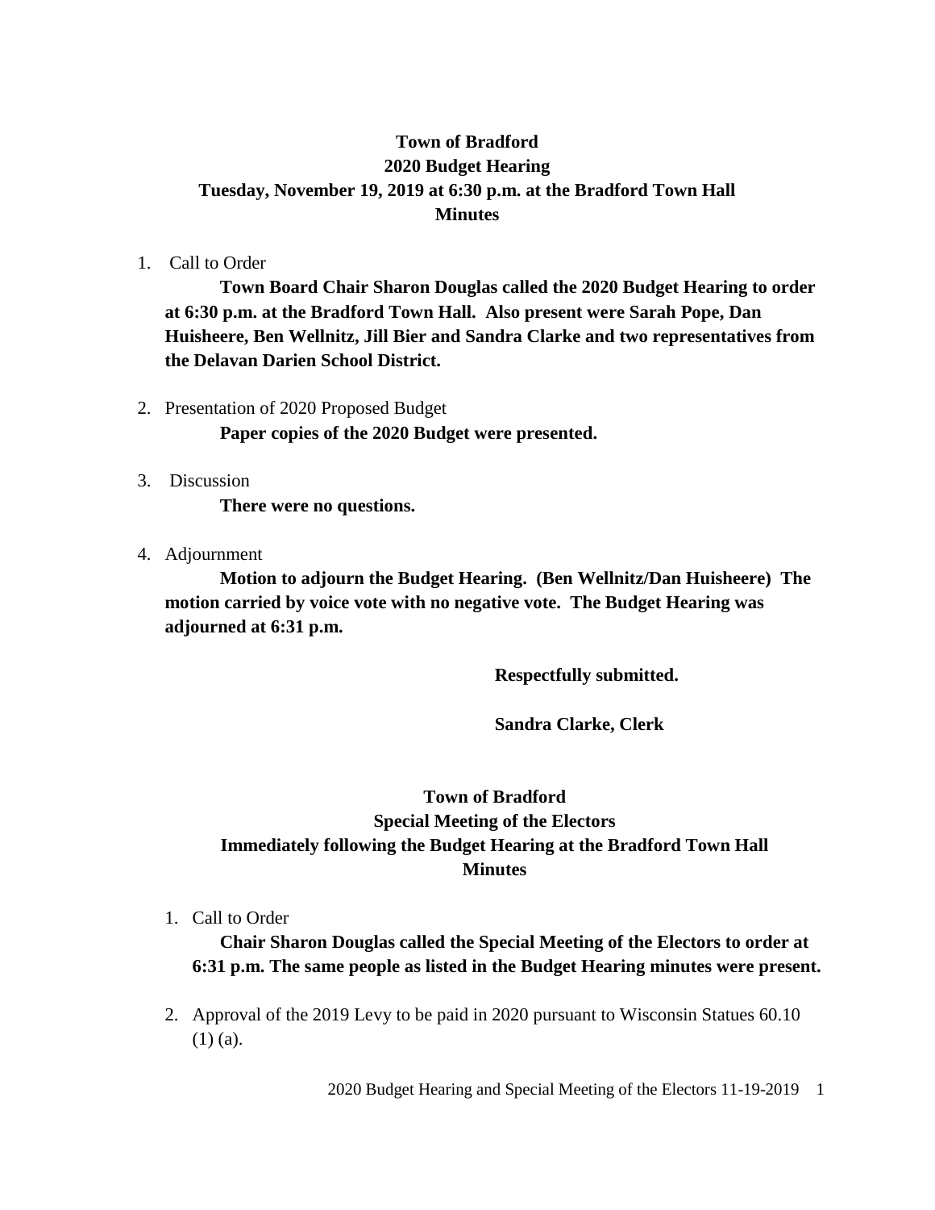**Town of Bradford**
**2020 Budget Hearing**
**Tuesday, November 19, 2019 at 6:30 p.m. at the Bradford Town Hall**
**Minutes**

1. Call to Order

   **Town Board Chair Sharon Douglas called the 2020 Budget Hearing to order at 6:30 p.m. at the Bradford Town Hall. Also present were Sarah Pope, Dan Huisheere, Ben Wellnitz, Jill Bier and Sandra Clarke and two representatives from the Delavan Darien School District.**

2. Presentation of 2020 Proposed Budget

   **Paper copies of the 2020 Budget were presented.**

3. Discussion

   **There were no questions.**

4. Adjournment

   **Motion to adjourn the Budget Hearing. (Ben Wellnitz/Dan Huisheere) The motion carried by voice vote with no negative vote. The Budget Hearing was adjourned at 6:31 p.m.**

**Respectfully submitted.**

**Sandra Clarke, Clerk**

**Town of Bradford**
**Special Meeting of the Electors**
**Immediately following the Budget Hearing at the Bradford Town Hall**
**Minutes**

1. Call to Order

   **Chair Sharon Douglas called the Special Meeting of the Electors to order at 6:31 p.m. The same people as listed in the Budget Hearing minutes were present.**

2. Approval of the 2019 Levy to be paid in 2020 pursuant to Wisconsin Statues 60.10 (1) (a).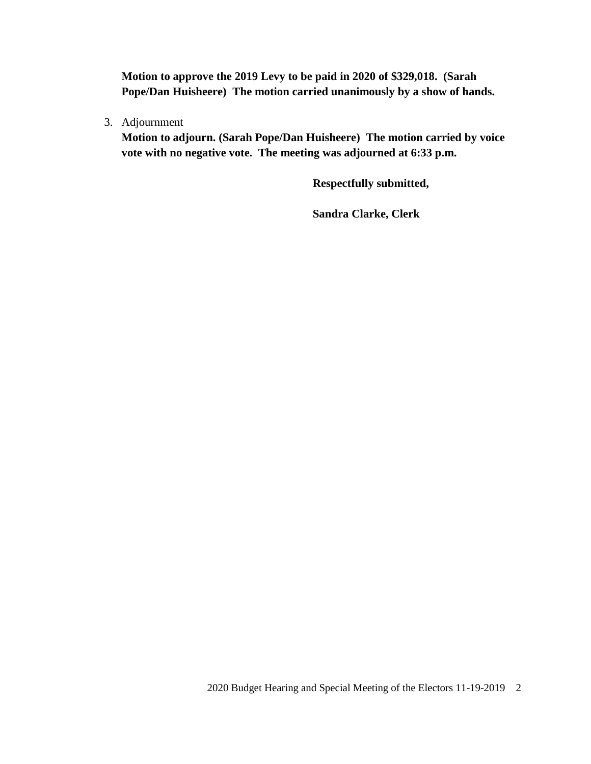**Motion to approve the 2019 Levy to be paid in 2020 of $329,018. (Sarah Pope/Dan Huisheere) The motion carried unanimously by a show of hands.**

3. Adjournment

   **Motion to adjourn. (Sarah Pope/Dan Huisheere) The motion carried by voice vote with no negative vote. The meeting was adjourned at 6:33 p.m.**

**Respectfully submitted,**

**Sandra Clarke, Clerk**